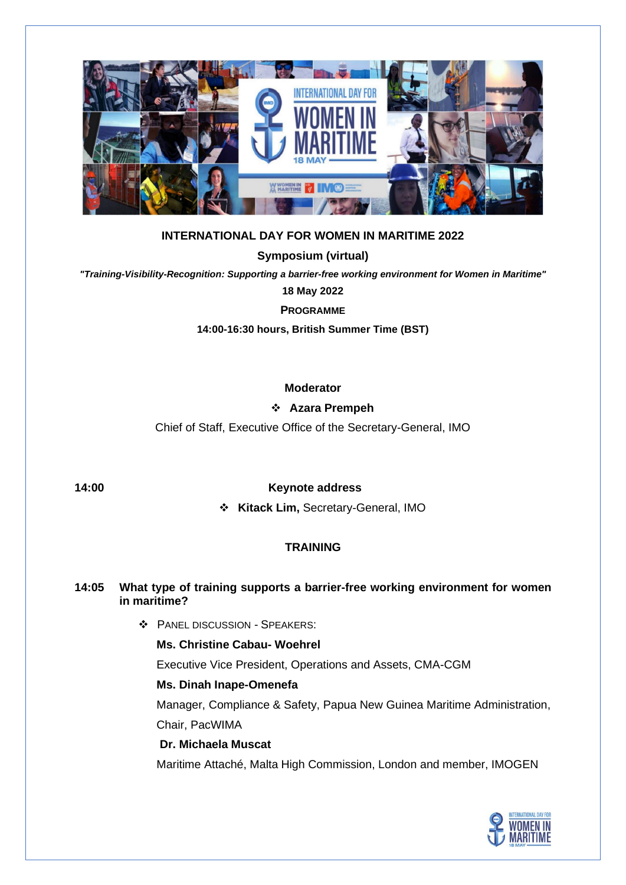**INTERNATIONAL DAY FOR WOMEN IN MARITIME 2022**

**Symposium (virtual)**

***"Training-Visibility-Recognition: Supporting a barrier-free working environment for Women in Maritime"***

**18 May 2022**

**PROGRAMME**

**14:00-16:30 hours, British Summer Time (BST)**

**Moderator**

- **Azara Prempeh**

Chief of Staff, Executive Office of the Secretary-General, IMO

**14:00** **Keynote address**

- **Kitack Lim,** Secretary-General, IMO

**TRAINING**

**14:05** **What type of training supports a barrier-free working environment for women in maritime?**

- PANEL DISCUSSION - SPEAKERS:

  **Ms. Christine Cabau- Woehrel**

  Executive Vice President, Operations and Assets, CMA-CGM

  **Ms. Dinah Inape-Omenefa**

  Manager, Compliance & Safety, Papua New Guinea Maritime Administration, Chair, PacWIMA

  **Dr. Michaela Muscat**

  Maritime Attaché, Malta High Commission, London and member, IMOGEN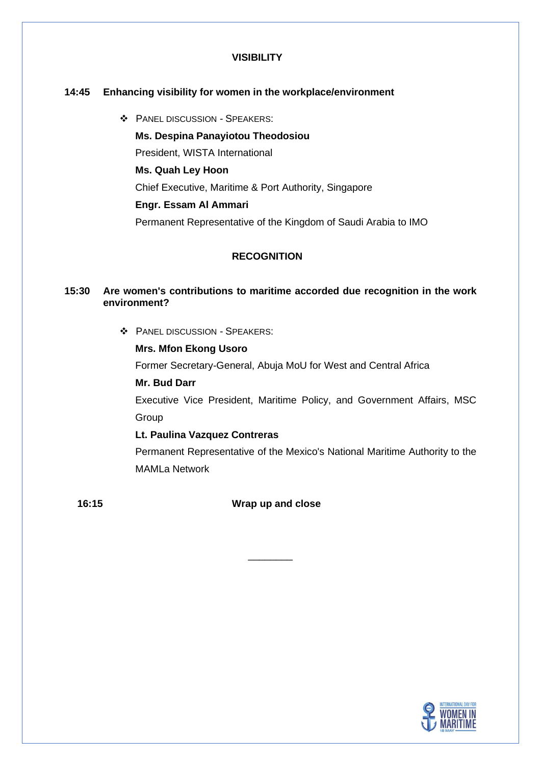## VISIBILITY

**14:45 Enhancing visibility for women in the workplace/environment**

- PANEL DISCUSSION - SPEAKERS:

  **Ms. Despina Panayiotou Theodosiou**

  President, WISTA International

  **Ms. Quah Ley Hoon**

  Chief Executive, Maritime & Port Authority, Singapore

  **Engr. Essam Al Ammari**

  Permanent Representative of the Kingdom of Saudi Arabia to IMO

## RECOGNITION

**15:30 Are women's contributions to maritime accorded due recognition in the work environment?**

- PANEL DISCUSSION - SPEAKERS:

  **Mrs. Mfon Ekong Usoro**

  Former Secretary-General, Abuja MoU for West and Central Africa

  **Mr. Bud Darr**

  Executive Vice President, Maritime Policy, and Government Affairs, MSC Group

  **Lt. Paulina Vazquez Contreras**

  Permanent Representative of the Mexico's National Maritime Authority to the MAMLa Network

**16:15 Wrap up and close**

\_\_\_\_\_\_\_\_\_\_\_